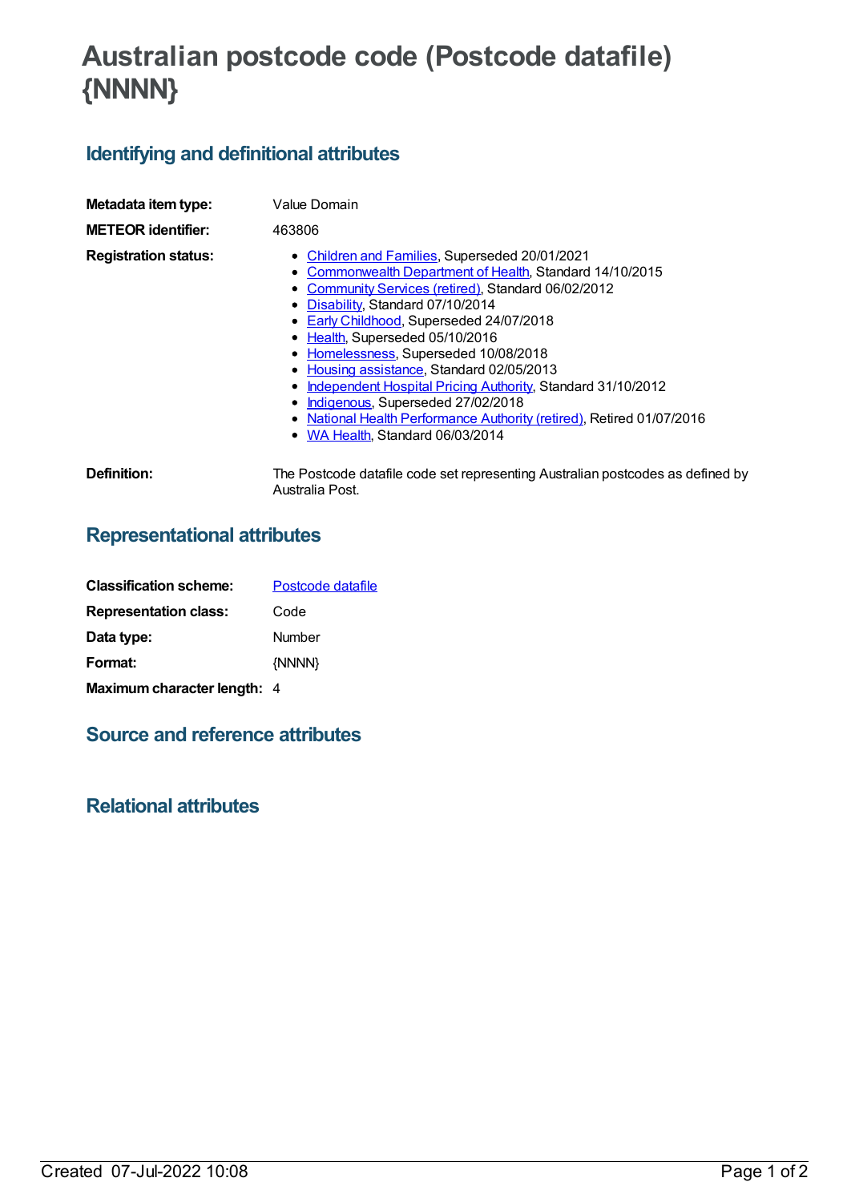# Australian postcode code (Postcode datafile) {NNNN}

## Identifying and definitional attributes

| | |
|---|---|
| **Metadata item type:** | Value Domain |
| **METEOR identifier:** | 463806 |
| **Registration status:** | • Children and Families, Superseded 20/01/2021<br>• Commonwealth Department of Health, Standard 14/10/2015<br>• Community Services (retired), Standard 06/02/2012<br>• Disability, Standard 07/10/2014<br>• Early Childhood, Superseded 24/07/2018<br>• Health, Superseded 05/10/2016<br>• Homelessness, Superseded 10/08/2018<br>• Housing assistance, Standard 02/05/2013<br>• Independent Hospital Pricing Authority, Standard 31/10/2012<br>• Indigenous, Superseded 27/02/2018<br>• National Health Performance Authority (retired), Retired 01/07/2016<br>• WA Health, Standard 06/03/2014 |
| **Definition:** | The Postcode datafile code set representing Australian postcodes as defined by Australia Post. |

## Representational attributes

| | |
|---|---|
| **Classification scheme:** | Postcode datafile |
| **Representation class:** | Code |
| **Data type:** | Number |
| **Format:** | {NNNN} |
| **Maximum character length:** | 4 |

## Source and reference attributes

## Relational attributes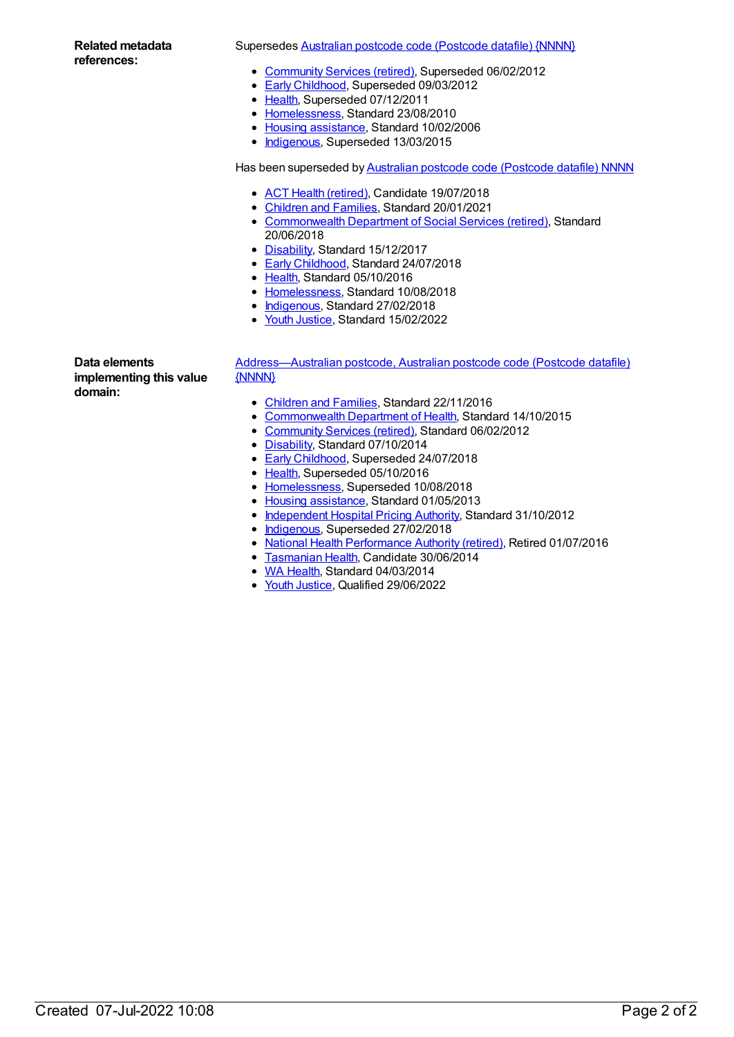**Related metadata references:**

Supersedes Australian postcode code (Postcode datafile) {NNNN}

- Community Services (retired), Superseded 06/02/2012
- Early Childhood, Superseded 09/03/2012
- Health, Superseded 07/12/2011
- Homelessness, Standard 23/08/2010
- Housing assistance, Standard 10/02/2006
- Indigenous, Superseded 13/03/2015

Has been superseded by Australian postcode code (Postcode datafile) NNNN

- ACT Health (retired), Candidate 19/07/2018
- Children and Families, Standard 20/01/2021
- Commonwealth Department of Social Services (retired), Standard 20/06/2018
- Disability, Standard 15/12/2017
- Early Childhood, Standard 24/07/2018
- Health, Standard 05/10/2016
- Homelessness, Standard 10/08/2018
- Indigenous, Standard 27/02/2018
- Youth Justice, Standard 15/02/2022

**Data elements implementing this value domain:**

Address—Australian postcode, Australian postcode code (Postcode datafile) {NNNN}

- Children and Families, Standard 22/11/2016
- Commonwealth Department of Health, Standard 14/10/2015
- Community Services (retired), Standard 06/02/2012
- Disability, Standard 07/10/2014
- Early Childhood, Superseded 24/07/2018
- Health, Superseded 05/10/2016
- Homelessness, Superseded 10/08/2018
- Housing assistance, Standard 01/05/2013
- Independent Hospital Pricing Authority, Standard 31/10/2012
- Indigenous, Superseded 27/02/2018
- National Health Performance Authority (retired), Retired 01/07/2016
- Tasmanian Health, Candidate 30/06/2014
- WA Health, Standard 04/03/2014
- Youth Justice, Qualified 29/06/2022